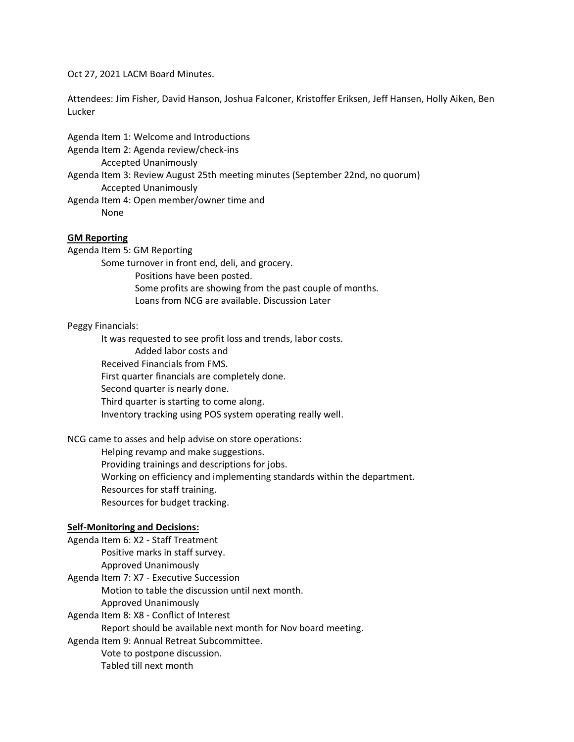Oct 27, 2021 LACM Board Minutes.

Attendees: Jim Fisher, David Hanson, Joshua Falconer, Kristoffer Eriksen, Jeff Hansen, Holly Aiken, Ben Lucker

Agenda Item 1: Welcome and Introductions

Agenda Item 2: Agenda review/check-ins
- Accepted Unanimously

Agenda Item 3: Review August 25th meeting minutes (September 22nd, no quorum)
- Accepted Unanimously

Agenda Item 4: Open member/owner time and
- None

**GM Reporting**

Agenda Item 5: GM Reporting
- Some turnover in front end, deli, and grocery.
  - Positions have been posted.
  - Some profits are showing from the past couple of months.
  - Loans from NCG are available. Discussion Later

Peggy Financials:
- It was requested to see profit loss and trends, labor costs.
  - Added labor costs and
- Received Financials from FMS.
- First quarter financials are completely done.
- Second quarter is nearly done.
- Third quarter is starting to come along.
- Inventory tracking using POS system operating really well.

NCG came to asses and help advise on store operations:
- Helping revamp and make suggestions.
- Providing trainings and descriptions for jobs.
- Working on efficiency and implementing standards within the department.
- Resources for staff training.
- Resources for budget tracking.

**Self-Monitoring and Decisions:**

Agenda Item 6: X2 - Staff Treatment
- Positive marks in staff survey.
- Approved Unanimously

Agenda Item 7: X7 - Executive Succession
- Motion to table the discussion until next month.
- Approved Unanimously

Agenda Item 8: X8 - Conflict of Interest
- Report should be available next month for Nov board meeting.

Agenda Item 9: Annual Retreat Subcommittee.
- Vote to postpone discussion.
- Tabled till next month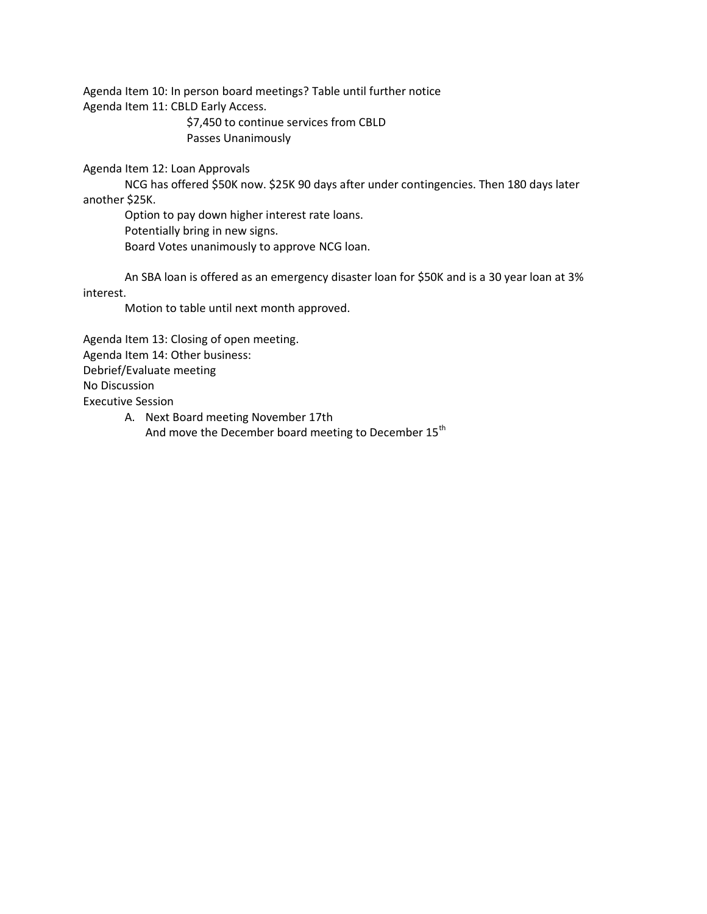Agenda Item 10: In person board meetings? Table until further notice

Agenda Item 11: CBLD Early Access.

$7,450 to continue services from CBLD

Passes Unanimously

Agenda Item 12: Loan Approvals

NCG has offered $50K now. $25K 90 days after under contingencies. Then 180 days later another $25K.

Option to pay down higher interest rate loans.

Potentially bring in new signs.

Board Votes unanimously to approve NCG loan.

An SBA loan is offered as an emergency disaster loan for $50K and is a 30 year loan at 3% interest.

Motion to table until next month approved.

Agenda Item 13: Closing of open meeting.

Agenda Item 14: Other business:

Debrief/Evaluate meeting

No Discussion

Executive Session

A. Next Board meeting November 17th
   And move the December board meeting to December 15th